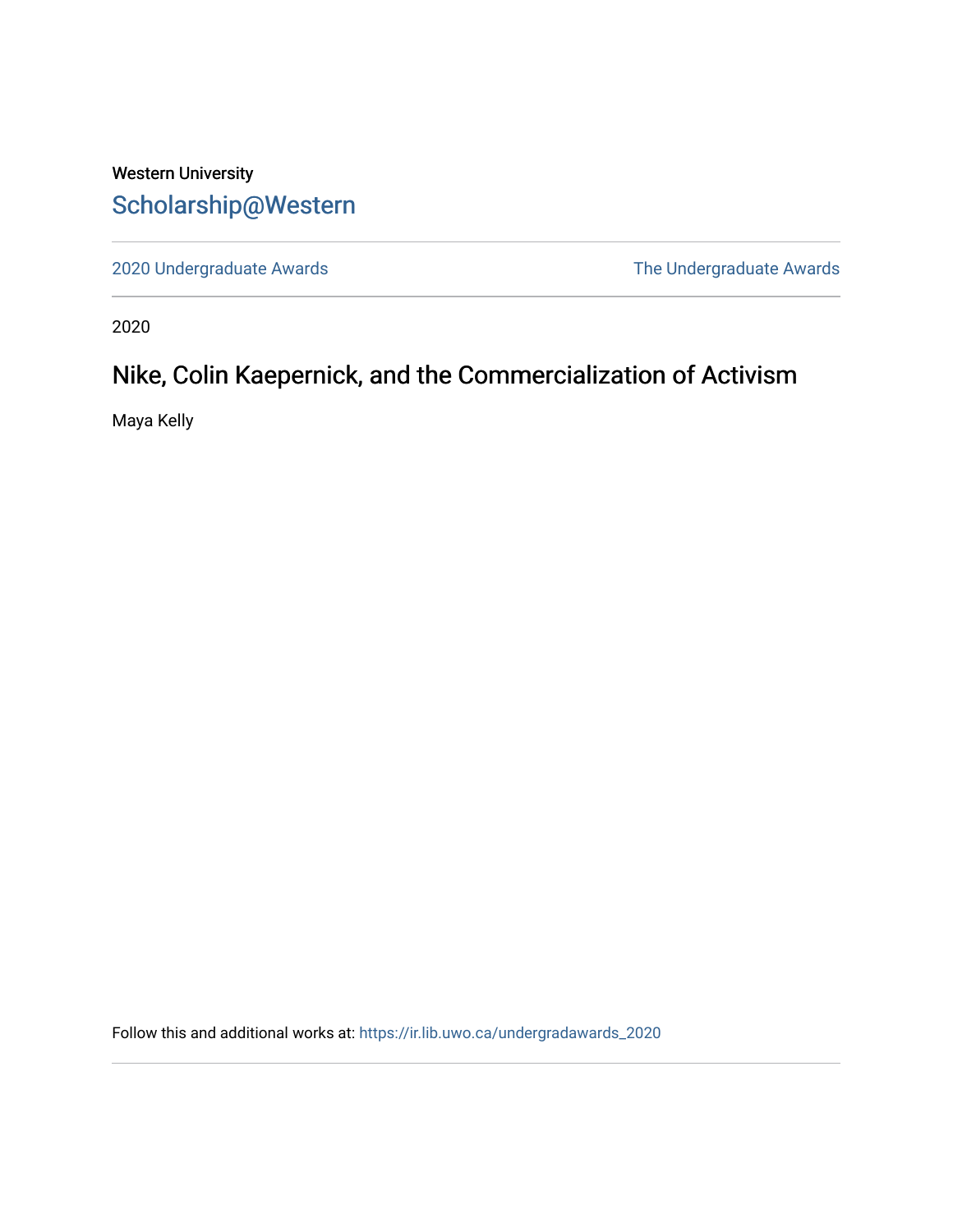Western University

# Scholarship@Western

2020 Undergraduate Awards

The Undergraduate Awards

2020

## Nike, Colin Kaepernick, and the Commercialization of Activism

Maya Kelly

Follow this and additional works at: https://ir.lib.uwo.ca/undergradawards_2020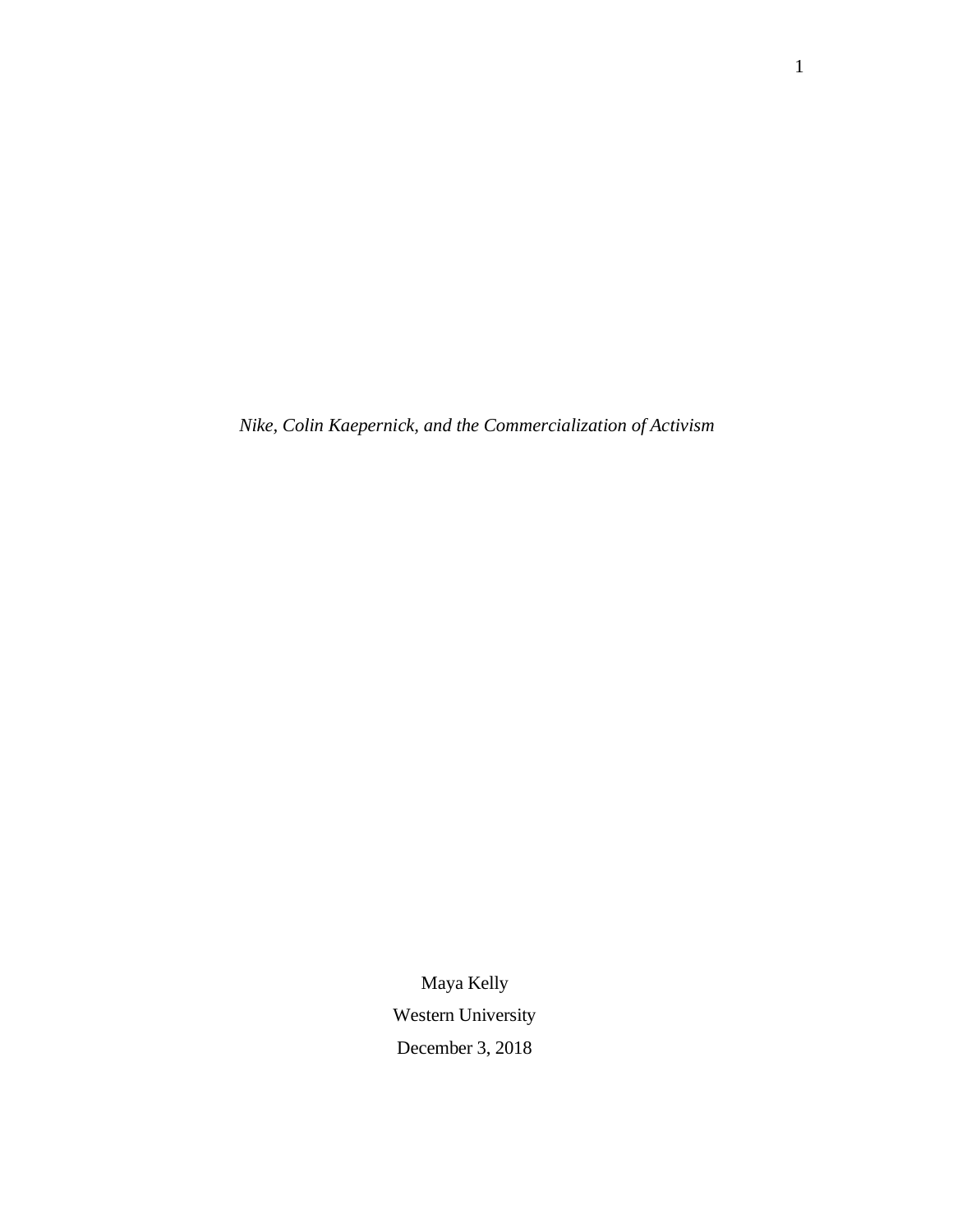*Nike, Colin Kaepernick, and the Commercialization of Activism*

Maya Kelly

Western University

December 3, 2018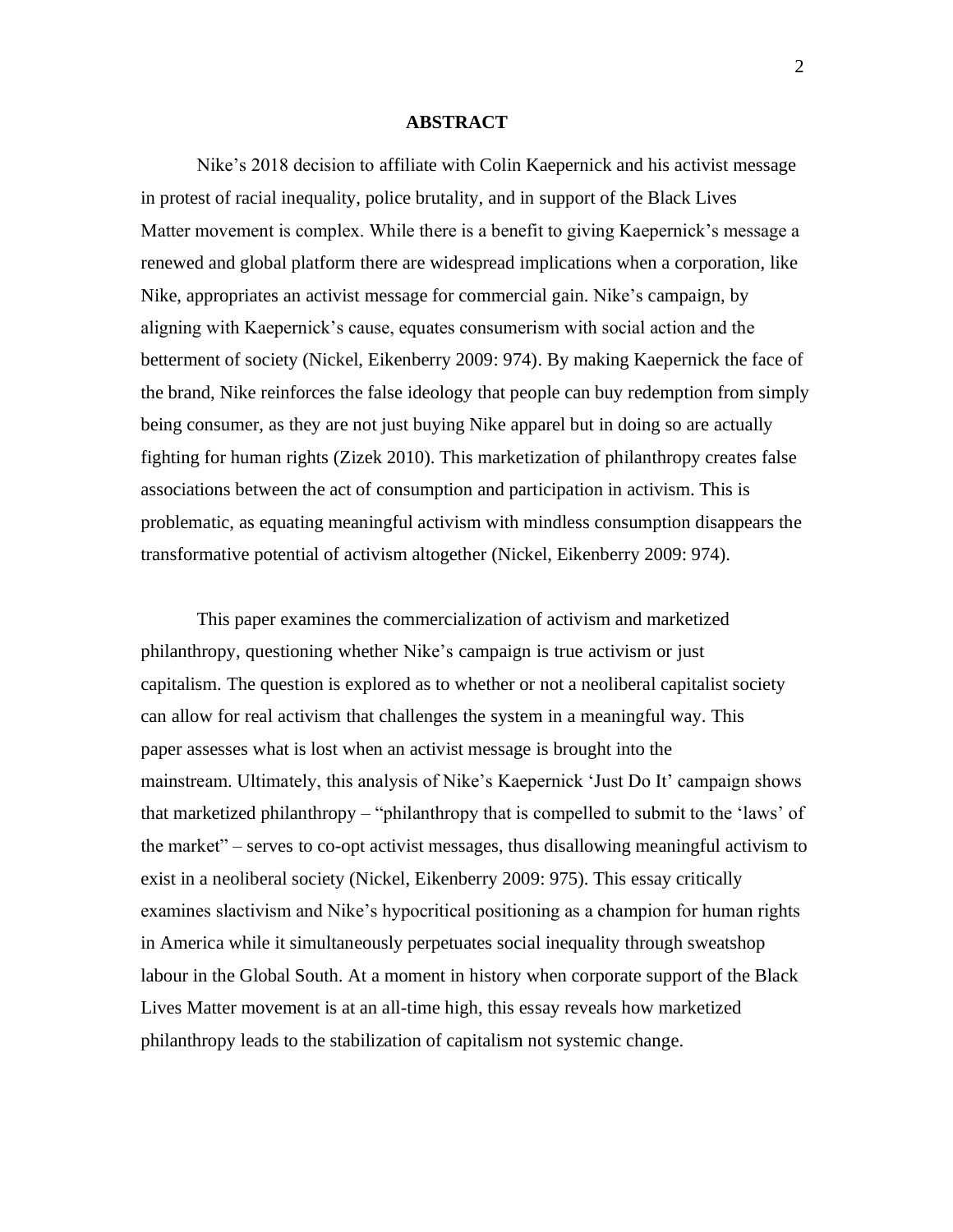## ABSTRACT

Nike's 2018 decision to affiliate with Colin Kaepernick and his activist message in protest of racial inequality, police brutality, and in support of the Black Lives Matter movement is complex. While there is a benefit to giving Kaepernick's message a renewed and global platform there are widespread implications when a corporation, like Nike, appropriates an activist message for commercial gain. Nike's campaign, by aligning with Kaepernick's cause, equates consumerism with social action and the betterment of society (Nickel, Eikenberry 2009: 974). By making Kaepernick the face of the brand, Nike reinforces the false ideology that people can buy redemption from simply being consumer, as they are not just buying Nike apparel but in doing so are actually fighting for human rights (Zizek 2010). This marketization of philanthropy creates false associations between the act of consumption and participation in activism. This is problematic, as equating meaningful activism with mindless consumption disappears the transformative potential of activism altogether (Nickel, Eikenberry 2009: 974).

This paper examines the commercialization of activism and marketized philanthropy, questioning whether Nike's campaign is true activism or just capitalism. The question is explored as to whether or not a neoliberal capitalist society can allow for real activism that challenges the system in a meaningful way. This paper assesses what is lost when an activist message is brought into the mainstream. Ultimately, this analysis of Nike's Kaepernick 'Just Do It' campaign shows that marketized philanthropy – "philanthropy that is compelled to submit to the 'laws' of the market" – serves to co-opt activist messages, thus disallowing meaningful activism to exist in a neoliberal society (Nickel, Eikenberry 2009: 975). This essay critically examines slactivism and Nike's hypocritical positioning as a champion for human rights in America while it simultaneously perpetuates social inequality through sweatshop labour in the Global South. At a moment in history when corporate support of the Black Lives Matter movement is at an all-time high, this essay reveals how marketized philanthropy leads to the stabilization of capitalism not systemic change.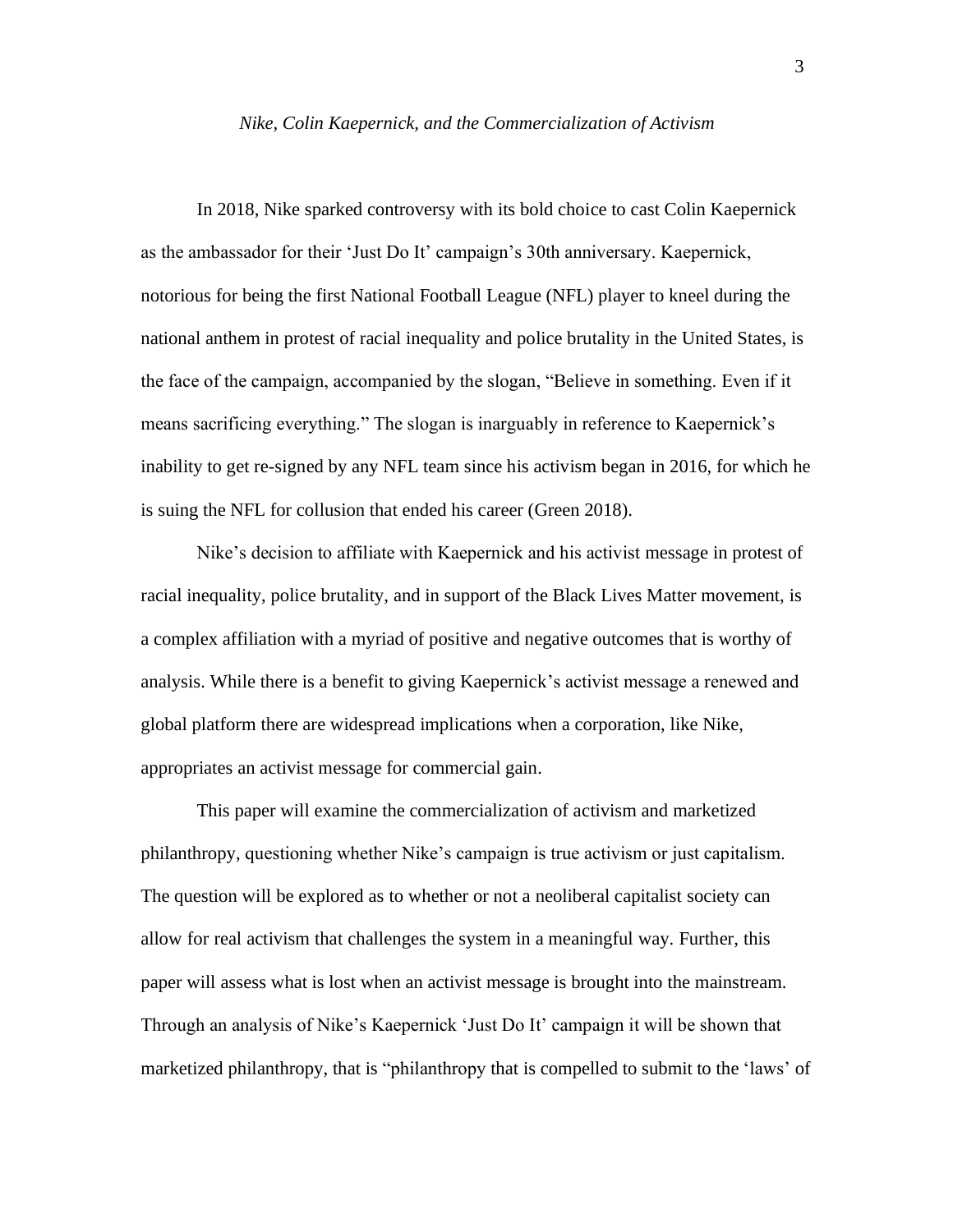*Nike, Colin Kaepernick, and the Commercialization of Activism*

In 2018, Nike sparked controversy with its bold choice to cast Colin Kaepernick as the ambassador for their 'Just Do It' campaign's 30th anniversary. Kaepernick, notorious for being the first National Football League (NFL) player to kneel during the national anthem in protest of racial inequality and police brutality in the United States, is the face of the campaign, accompanied by the slogan, "Believe in something. Even if it means sacrificing everything." The slogan is inarguably in reference to Kaepernick's inability to get re-signed by any NFL team since his activism began in 2016, for which he is suing the NFL for collusion that ended his career (Green 2018).

Nike's decision to affiliate with Kaepernick and his activist message in protest of racial inequality, police brutality, and in support of the Black Lives Matter movement, is a complex affiliation with a myriad of positive and negative outcomes that is worthy of analysis. While there is a benefit to giving Kaepernick's activist message a renewed and global platform there are widespread implications when a corporation, like Nike, appropriates an activist message for commercial gain.

This paper will examine the commercialization of activism and marketized philanthropy, questioning whether Nike's campaign is true activism or just capitalism. The question will be explored as to whether or not a neoliberal capitalist society can allow for real activism that challenges the system in a meaningful way. Further, this paper will assess what is lost when an activist message is brought into the mainstream. Through an analysis of Nike's Kaepernick 'Just Do It' campaign it will be shown that marketized philanthropy, that is "philanthropy that is compelled to submit to the 'laws' of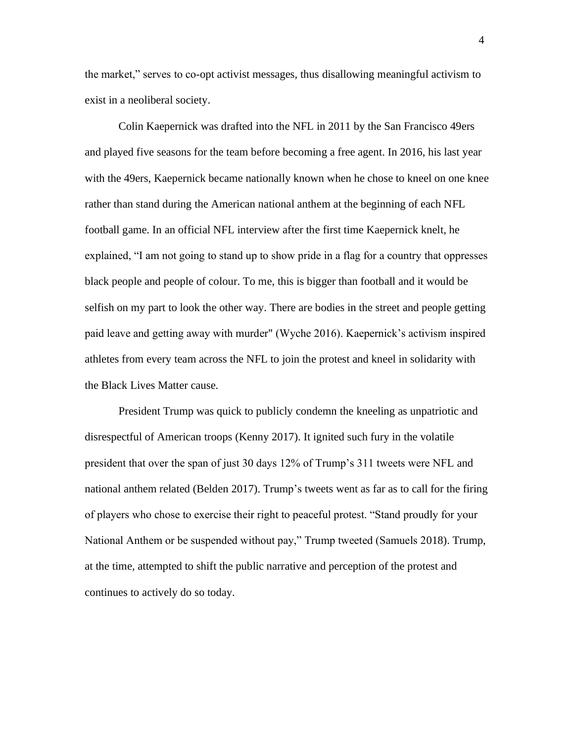the market," serves to co-opt activist messages, thus disallowing meaningful activism to exist in a neoliberal society.

Colin Kaepernick was drafted into the NFL in 2011 by the San Francisco 49ers and played five seasons for the team before becoming a free agent. In 2016, his last year with the 49ers, Kaepernick became nationally known when he chose to kneel on one knee rather than stand during the American national anthem at the beginning of each NFL football game. In an official NFL interview after the first time Kaepernick knelt, he explained, "I am not going to stand up to show pride in a flag for a country that oppresses black people and people of colour. To me, this is bigger than football and it would be selfish on my part to look the other way. There are bodies in the street and people getting paid leave and getting away with murder" (Wyche 2016). Kaepernick's activism inspired athletes from every team across the NFL to join the protest and kneel in solidarity with the Black Lives Matter cause.

President Trump was quick to publicly condemn the kneeling as unpatriotic and disrespectful of American troops (Kenny 2017). It ignited such fury in the volatile president that over the span of just 30 days 12% of Trump's 311 tweets were NFL and national anthem related (Belden 2017). Trump's tweets went as far as to call for the firing of players who chose to exercise their right to peaceful protest. "Stand proudly for your National Anthem or be suspended without pay," Trump tweeted (Samuels 2018). Trump, at the time, attempted to shift the public narrative and perception of the protest and continues to actively do so today.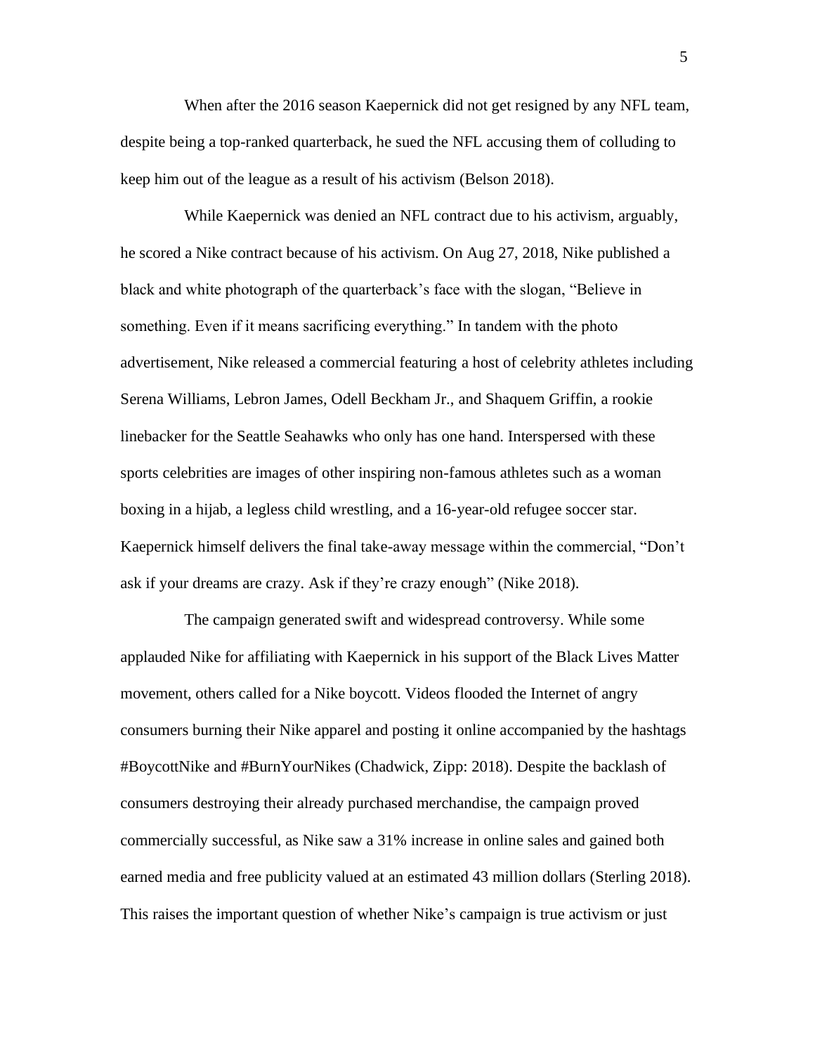When after the 2016 season Kaepernick did not get resigned by any NFL team, despite being a top-ranked quarterback, he sued the NFL accusing them of colluding to keep him out of the league as a result of his activism (Belson 2018).

While Kaepernick was denied an NFL contract due to his activism, arguably, he scored a Nike contract because of his activism. On Aug 27, 2018, Nike published a black and white photograph of the quarterback's face with the slogan, "Believe in something. Even if it means sacrificing everything." In tandem with the photo advertisement, Nike released a commercial featuring a host of celebrity athletes including Serena Williams, Lebron James, Odell Beckham Jr., and Shaquem Griffin, a rookie linebacker for the Seattle Seahawks who only has one hand. Interspersed with these sports celebrities are images of other inspiring non-famous athletes such as a woman boxing in a hijab, a legless child wrestling, and a 16-year-old refugee soccer star. Kaepernick himself delivers the final take-away message within the commercial, "Don't ask if your dreams are crazy. Ask if they're crazy enough" (Nike 2018).

The campaign generated swift and widespread controversy. While some applauded Nike for affiliating with Kaepernick in his support of the Black Lives Matter movement, others called for a Nike boycott. Videos flooded the Internet of angry consumers burning their Nike apparel and posting it online accompanied by the hashtags #BoycottNike and #BurnYourNikes (Chadwick, Zipp: 2018). Despite the backlash of consumers destroying their already purchased merchandise, the campaign proved commercially successful, as Nike saw a 31% increase in online sales and gained both earned media and free publicity valued at an estimated 43 million dollars (Sterling 2018). This raises the important question of whether Nike's campaign is true activism or just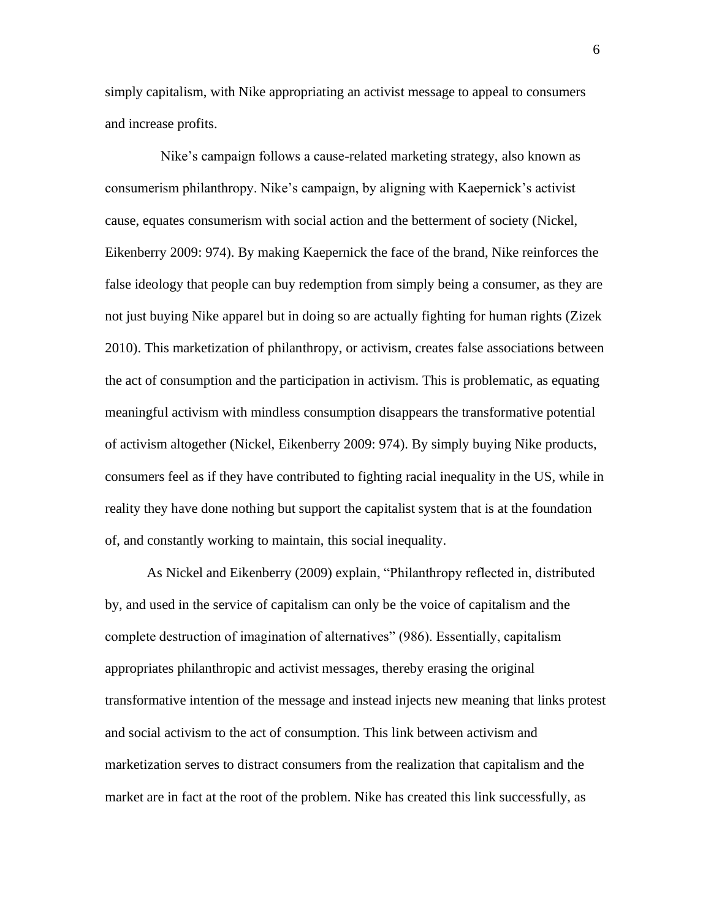simply capitalism, with Nike appropriating an activist message to appeal to consumers and increase profits.

Nike's campaign follows a cause-related marketing strategy, also known as consumerism philanthropy. Nike's campaign, by aligning with Kaepernick's activist cause, equates consumerism with social action and the betterment of society (Nickel, Eikenberry 2009: 974). By making Kaepernick the face of the brand, Nike reinforces the false ideology that people can buy redemption from simply being a consumer, as they are not just buying Nike apparel but in doing so are actually fighting for human rights (Zizek 2010). This marketization of philanthropy, or activism, creates false associations between the act of consumption and the participation in activism. This is problematic, as equating meaningful activism with mindless consumption disappears the transformative potential of activism altogether (Nickel, Eikenberry 2009: 974). By simply buying Nike products, consumers feel as if they have contributed to fighting racial inequality in the US, while in reality they have done nothing but support the capitalist system that is at the foundation of, and constantly working to maintain, this social inequality.

As Nickel and Eikenberry (2009) explain, "Philanthropy reflected in, distributed by, and used in the service of capitalism can only be the voice of capitalism and the complete destruction of imagination of alternatives" (986). Essentially, capitalism appropriates philanthropic and activist messages, thereby erasing the original transformative intention of the message and instead injects new meaning that links protest and social activism to the act of consumption. This link between activism and marketization serves to distract consumers from the realization that capitalism and the market are in fact at the root of the problem. Nike has created this link successfully, as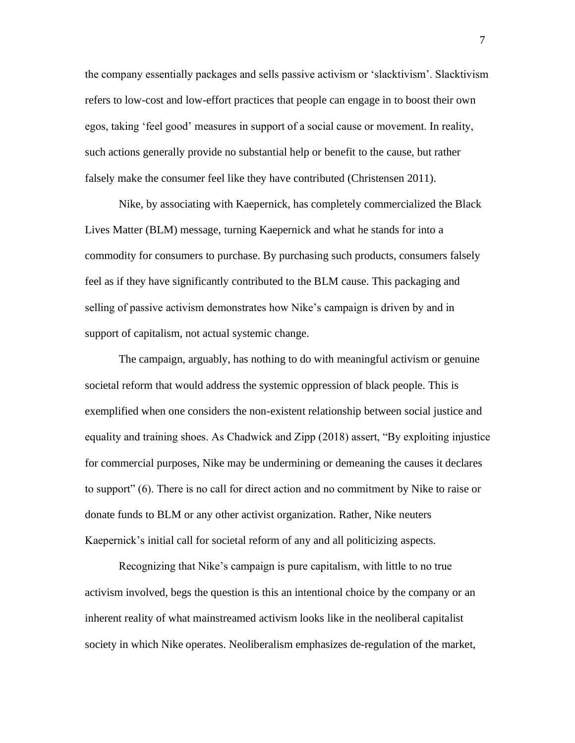the company essentially packages and sells passive activism or 'slacktivism'. Slacktivism refers to low-cost and low-effort practices that people can engage in to boost their own egos, taking 'feel good' measures in support of a social cause or movement. In reality, such actions generally provide no substantial help or benefit to the cause, but rather falsely make the consumer feel like they have contributed (Christensen 2011).

Nike, by associating with Kaepernick, has completely commercialized the Black Lives Matter (BLM) message, turning Kaepernick and what he stands for into a commodity for consumers to purchase. By purchasing such products, consumers falsely feel as if they have significantly contributed to the BLM cause. This packaging and selling of passive activism demonstrates how Nike's campaign is driven by and in support of capitalism, not actual systemic change.

The campaign, arguably, has nothing to do with meaningful activism or genuine societal reform that would address the systemic oppression of black people. This is exemplified when one considers the non-existent relationship between social justice and equality and training shoes. As Chadwick and Zipp (2018) assert, "By exploiting injustice for commercial purposes, Nike may be undermining or demeaning the causes it declares to support" (6). There is no call for direct action and no commitment by Nike to raise or donate funds to BLM or any other activist organization. Rather, Nike neuters Kaepernick's initial call for societal reform of any and all politicizing aspects.

Recognizing that Nike's campaign is pure capitalism, with little to no true activism involved, begs the question is this an intentional choice by the company or an inherent reality of what mainstreamed activism looks like in the neoliberal capitalist society in which Nike operates. Neoliberalism emphasizes de-regulation of the market,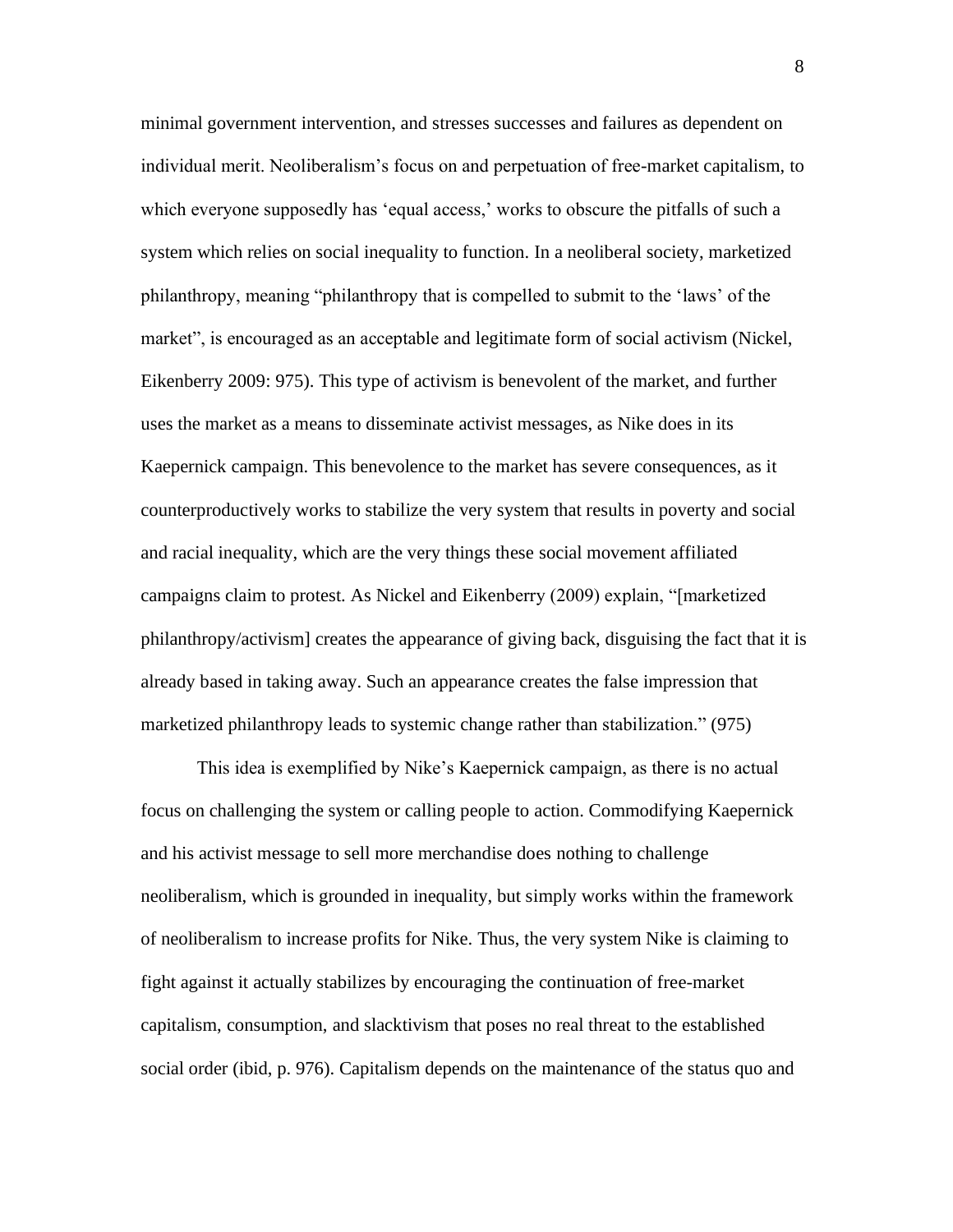minimal government intervention, and stresses successes and failures as dependent on individual merit. Neoliberalism's focus on and perpetuation of free-market capitalism, to which everyone supposedly has 'equal access,' works to obscure the pitfalls of such a system which relies on social inequality to function. In a neoliberal society, marketized philanthropy, meaning "philanthropy that is compelled to submit to the 'laws' of the market", is encouraged as an acceptable and legitimate form of social activism (Nickel, Eikenberry 2009: 975). This type of activism is benevolent of the market, and further uses the market as a means to disseminate activist messages, as Nike does in its Kaepernick campaign. This benevolence to the market has severe consequences, as it counterproductively works to stabilize the very system that results in poverty and social and racial inequality, which are the very things these social movement affiliated campaigns claim to protest. As Nickel and Eikenberry (2009) explain, "[marketized philanthropy/activism] creates the appearance of giving back, disguising the fact that it is already based in taking away. Such an appearance creates the false impression that marketized philanthropy leads to systemic change rather than stabilization." (975)

This idea is exemplified by Nike's Kaepernick campaign, as there is no actual focus on challenging the system or calling people to action. Commodifying Kaepernick and his activist message to sell more merchandise does nothing to challenge neoliberalism, which is grounded in inequality, but simply works within the framework of neoliberalism to increase profits for Nike. Thus, the very system Nike is claiming to fight against it actually stabilizes by encouraging the continuation of free-market capitalism, consumption, and slacktivism that poses no real threat to the established social order (ibid, p. 976). Capitalism depends on the maintenance of the status quo and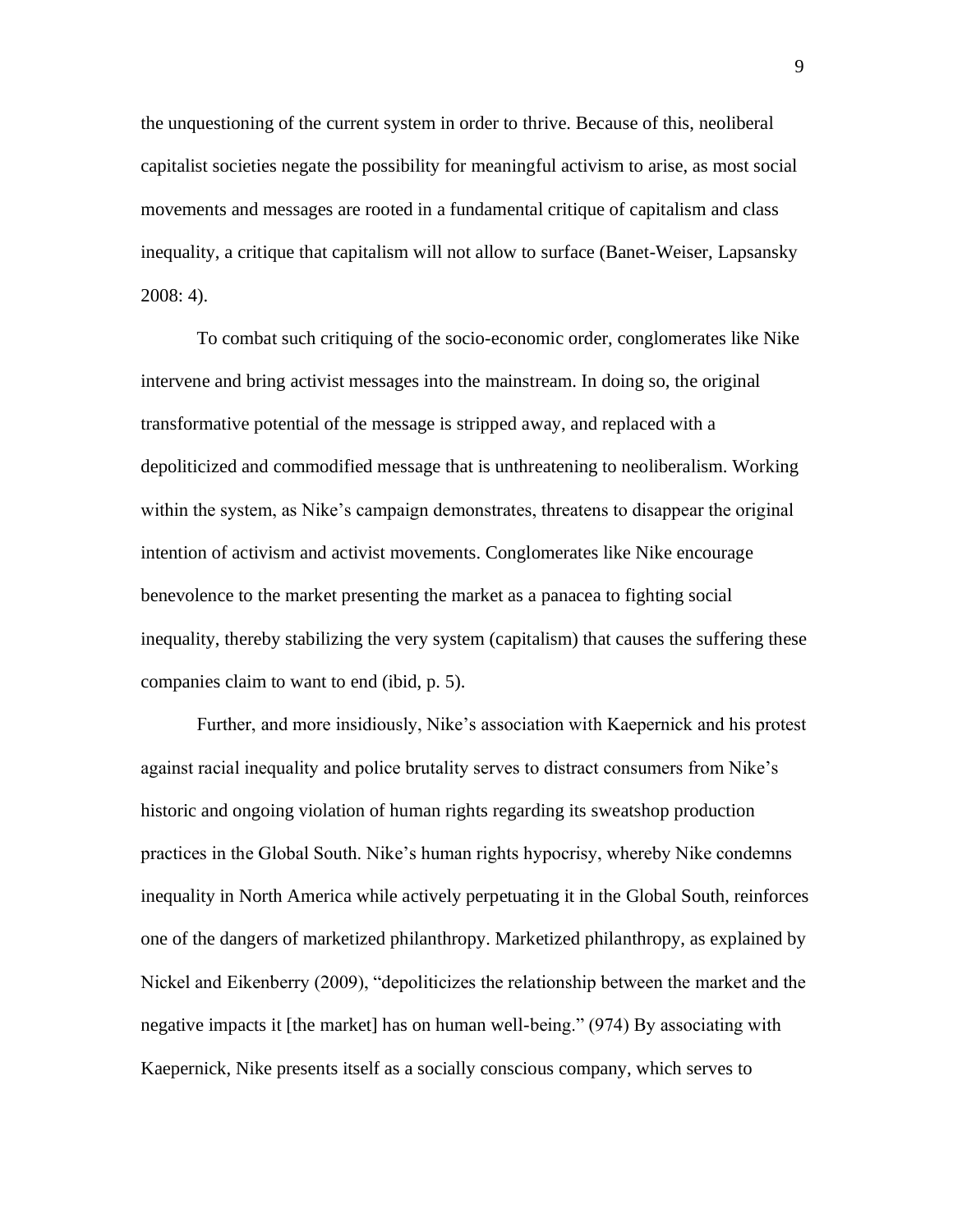the unquestioning of the current system in order to thrive. Because of this, neoliberal capitalist societies negate the possibility for meaningful activism to arise, as most social movements and messages are rooted in a fundamental critique of capitalism and class inequality, a critique that capitalism will not allow to surface (Banet-Weiser, Lapsansky 2008: 4).

To combat such critiquing of the socio-economic order, conglomerates like Nike intervene and bring activist messages into the mainstream. In doing so, the original transformative potential of the message is stripped away, and replaced with a depoliticized and commodified message that is unthreatening to neoliberalism. Working within the system, as Nike's campaign demonstrates, threatens to disappear the original intention of activism and activist movements. Conglomerates like Nike encourage benevolence to the market presenting the market as a panacea to fighting social inequality, thereby stabilizing the very system (capitalism) that causes the suffering these companies claim to want to end (ibid, p. 5).

Further, and more insidiously, Nike's association with Kaepernick and his protest against racial inequality and police brutality serves to distract consumers from Nike's historic and ongoing violation of human rights regarding its sweatshop production practices in the Global South. Nike's human rights hypocrisy, whereby Nike condemns inequality in North America while actively perpetuating it in the Global South, reinforces one of the dangers of marketized philanthropy. Marketized philanthropy, as explained by Nickel and Eikenberry (2009), "depoliticizes the relationship between the market and the negative impacts it [the market] has on human well-being." (974) By associating with Kaepernick, Nike presents itself as a socially conscious company, which serves to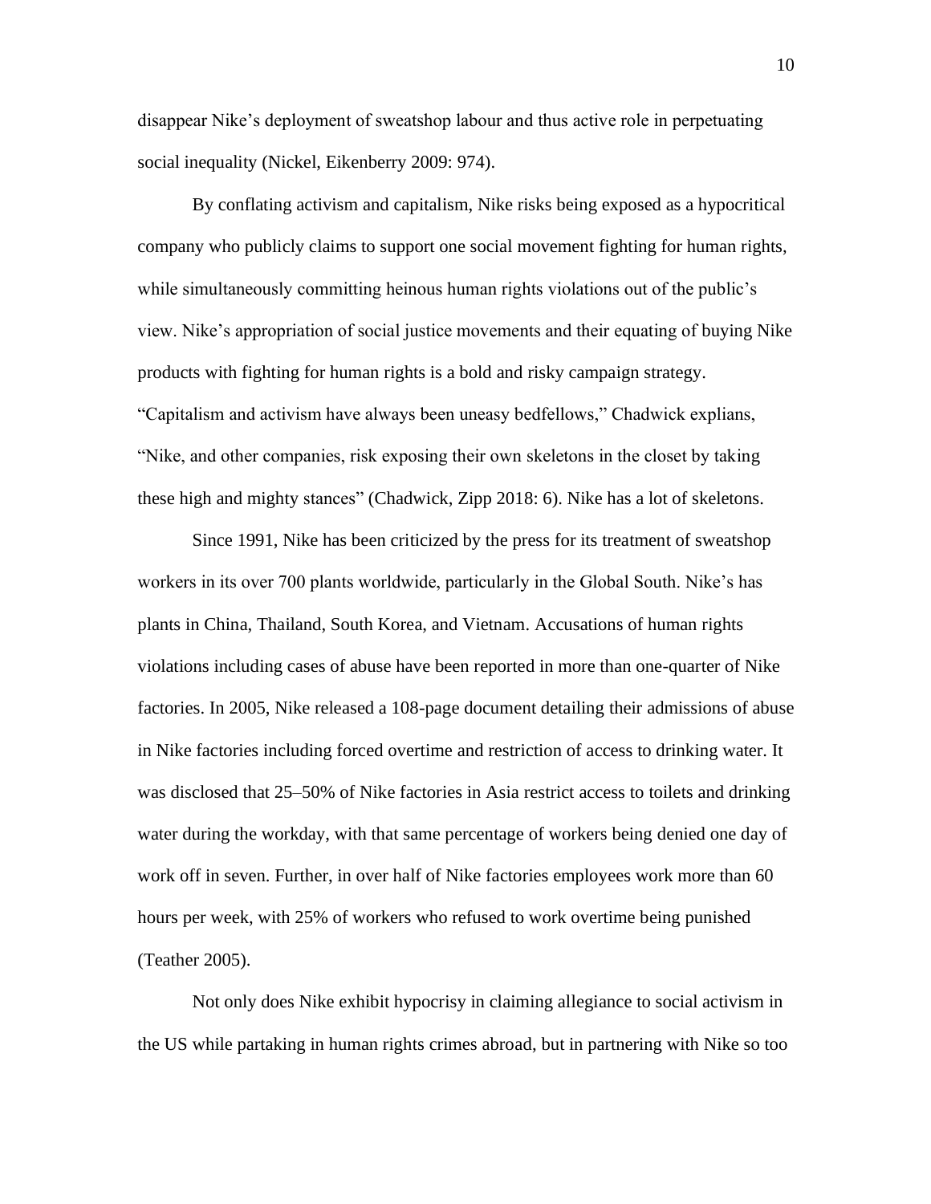disappear Nike's deployment of sweatshop labour and thus active role in perpetuating social inequality (Nickel, Eikenberry 2009: 974).

By conflating activism and capitalism, Nike risks being exposed as a hypocritical company who publicly claims to support one social movement fighting for human rights, while simultaneously committing heinous human rights violations out of the public's view. Nike's appropriation of social justice movements and their equating of buying Nike products with fighting for human rights is a bold and risky campaign strategy. "Capitalism and activism have always been uneasy bedfellows," Chadwick explians, "Nike, and other companies, risk exposing their own skeletons in the closet by taking these high and mighty stances" (Chadwick, Zipp 2018: 6). Nike has a lot of skeletons.

Since 1991, Nike has been criticized by the press for its treatment of sweatshop workers in its over 700 plants worldwide, particularly in the Global South. Nike's has plants in China, Thailand, South Korea, and Vietnam. Accusations of human rights violations including cases of abuse have been reported in more than one-quarter of Nike factories. In 2005, Nike released a 108-page document detailing their admissions of abuse in Nike factories including forced overtime and restriction of access to drinking water. It was disclosed that 25–50% of Nike factories in Asia restrict access to toilets and drinking water during the workday, with that same percentage of workers being denied one day of work off in seven. Further, in over half of Nike factories employees work more than 60 hours per week, with 25% of workers who refused to work overtime being punished (Teather 2005).

Not only does Nike exhibit hypocrisy in claiming allegiance to social activism in the US while partaking in human rights crimes abroad, but in partnering with Nike so too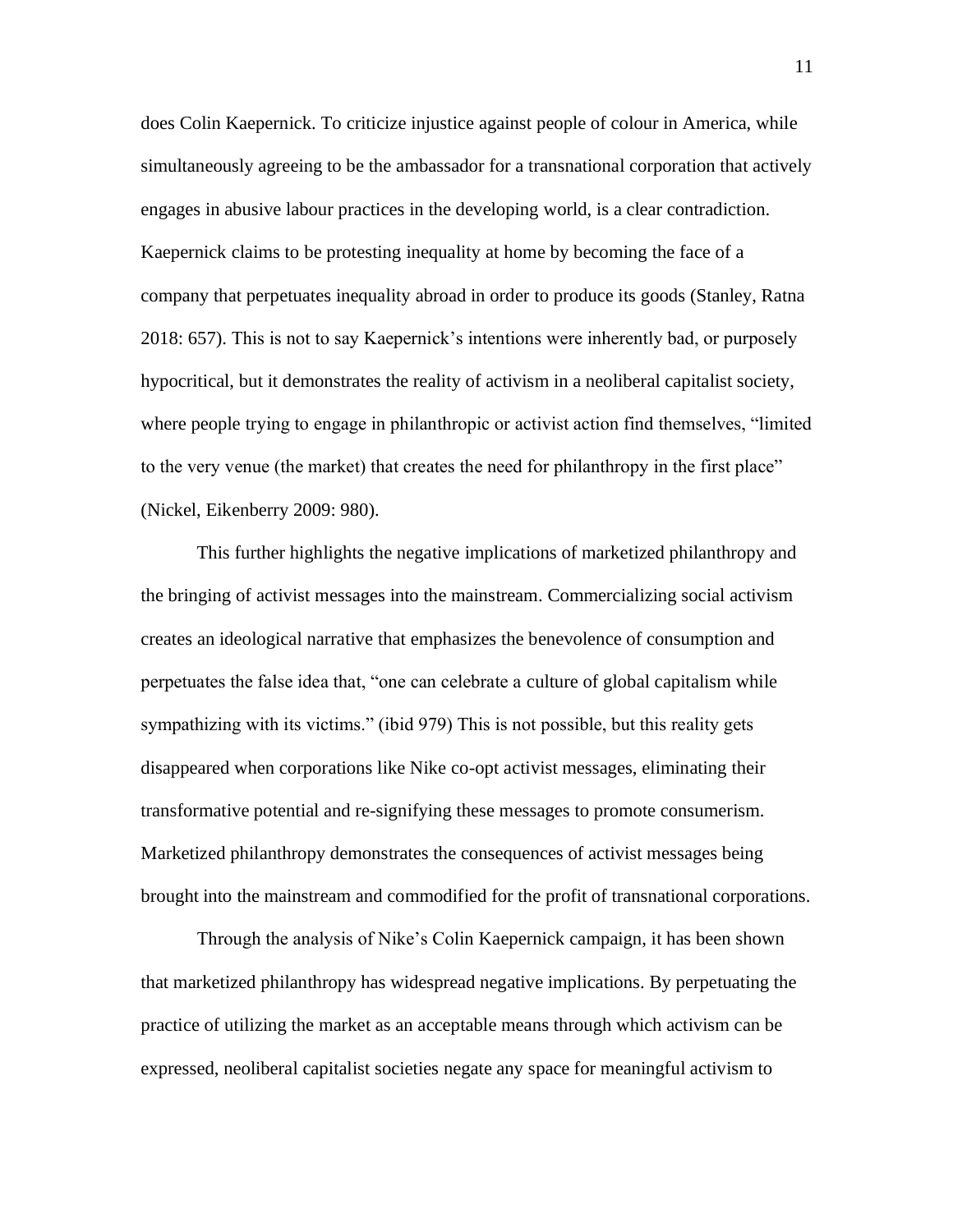does Colin Kaepernick. To criticize injustice against people of colour in America, while simultaneously agreeing to be the ambassador for a transnational corporation that actively engages in abusive labour practices in the developing world, is a clear contradiction. Kaepernick claims to be protesting inequality at home by becoming the face of a company that perpetuates inequality abroad in order to produce its goods (Stanley, Ratna 2018: 657). This is not to say Kaepernick's intentions were inherently bad, or purposely hypocritical, but it demonstrates the reality of activism in a neoliberal capitalist society, where people trying to engage in philanthropic or activist action find themselves, "limited to the very venue (the market) that creates the need for philanthropy in the first place" (Nickel, Eikenberry 2009: 980).

This further highlights the negative implications of marketized philanthropy and the bringing of activist messages into the mainstream. Commercializing social activism creates an ideological narrative that emphasizes the benevolence of consumption and perpetuates the false idea that, "one can celebrate a culture of global capitalism while sympathizing with its victims." (ibid 979) This is not possible, but this reality gets disappeared when corporations like Nike co-opt activist messages, eliminating their transformative potential and re-signifying these messages to promote consumerism. Marketized philanthropy demonstrates the consequences of activist messages being brought into the mainstream and commodified for the profit of transnational corporations.

Through the analysis of Nike's Colin Kaepernick campaign, it has been shown that marketized philanthropy has widespread negative implications. By perpetuating the practice of utilizing the market as an acceptable means through which activism can be expressed, neoliberal capitalist societies negate any space for meaningful activism to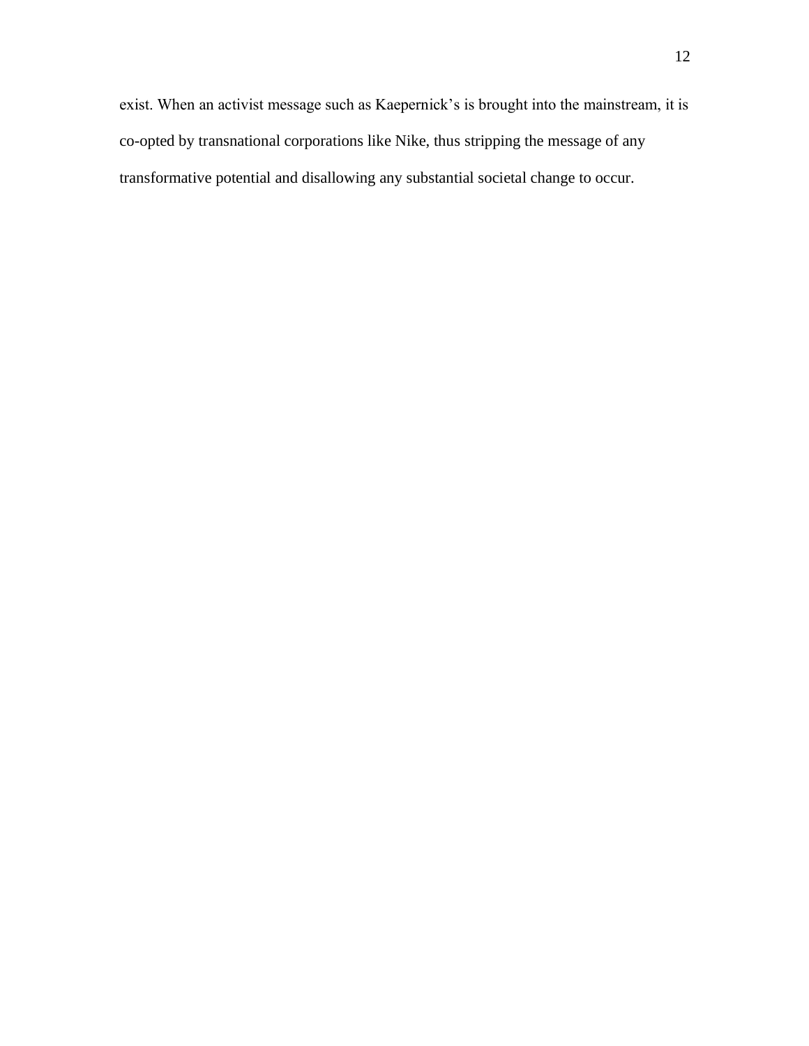exist. When an activist message such as Kaepernick's is brought into the mainstream, it is co-opted by transnational corporations like Nike, thus stripping the message of any transformative potential and disallowing any substantial societal change to occur.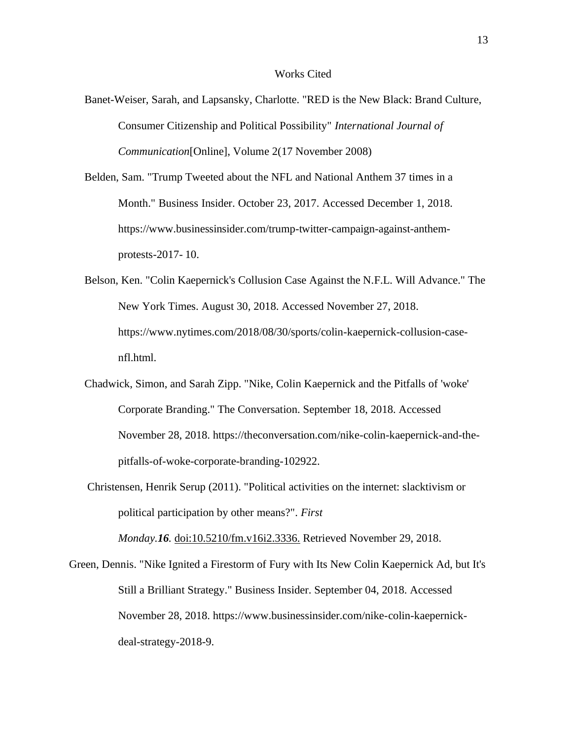# Works Cited

Banet-Weiser, Sarah, and Lapsansky, Charlotte. "RED is the New Black: Brand Culture, Consumer Citizenship and Political Possibility" *International Journal of Communication*[Online], Volume 2(17 November 2008)

Belden, Sam. "Trump Tweeted about the NFL and National Anthem 37 times in a Month." Business Insider. October 23, 2017. Accessed December 1, 2018. https://www.businessinsider.com/trump-twitter-campaign-against-anthem-protests-2017- 10.

Belson, Ken. "Colin Kaepernick's Collusion Case Against the N.F.L. Will Advance." The New York Times. August 30, 2018. Accessed November 27, 2018. https://www.nytimes.com/2018/08/30/sports/colin-kaepernick-collusion-case-nfl.html.

Chadwick, Simon, and Sarah Zipp. "Nike, Colin Kaepernick and the Pitfalls of 'woke' Corporate Branding." The Conversation. September 18, 2018. Accessed November 28, 2018. https://theconversation.com/nike-colin-kaepernick-and-the-pitfalls-of-woke-corporate-branding-102922.

Christensen, Henrik Serup (2011). "Political activities on the internet: slacktivism or political participation by other means?". *First Monday*.***16***. doi:10.5210/fm.v16i2.3336. Retrieved November 29, 2018.

Green, Dennis. "Nike Ignited a Firestorm of Fury with Its New Colin Kaepernick Ad, but It's Still a Brilliant Strategy." Business Insider. September 04, 2018. Accessed November 28, 2018. https://www.businessinsider.com/nike-colin-kaepernick-deal-strategy-2018-9.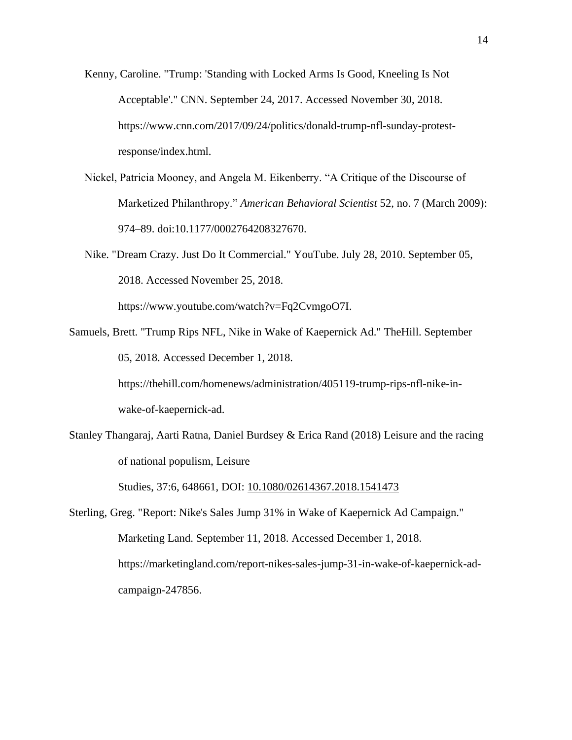Kenny, Caroline. "Trump: 'Standing with Locked Arms Is Good, Kneeling Is Not Acceptable'." CNN. September 24, 2017. Accessed November 30, 2018. https://www.cnn.com/2017/09/24/politics/donald-trump-nfl-sunday-protest-response/index.html.

Nickel, Patricia Mooney, and Angela M. Eikenberry. "A Critique of the Discourse of Marketized Philanthropy." *American Behavioral Scientist* 52, no. 7 (March 2009): 974–89. doi:10.1177/0002764208327670.

Nike. "Dream Crazy. Just Do It Commercial." YouTube. July 28, 2010. September 05, 2018. Accessed November 25, 2018. https://www.youtube.com/watch?v=Fq2CvmgoO7I.

Samuels, Brett. "Trump Rips NFL, Nike in Wake of Kaepernick Ad." TheHill. September 05, 2018. Accessed December 1, 2018. https://thehill.com/homenews/administration/405119-trump-rips-nfl-nike-in-wake-of-kaepernick-ad.

Stanley Thangaraj, Aarti Ratna, Daniel Burdsey & Erica Rand (2018) Leisure and the racing of national populism, Leisure Studies, 37:6, 648661, DOI: 10.1080/02614367.2018.1541473

Sterling, Greg. "Report: Nike's Sales Jump 31% in Wake of Kaepernick Ad Campaign." Marketing Land. September 11, 2018. Accessed December 1, 2018. https://marketingland.com/report-nikes-sales-jump-31-in-wake-of-kaepernick-ad-campaign-247856.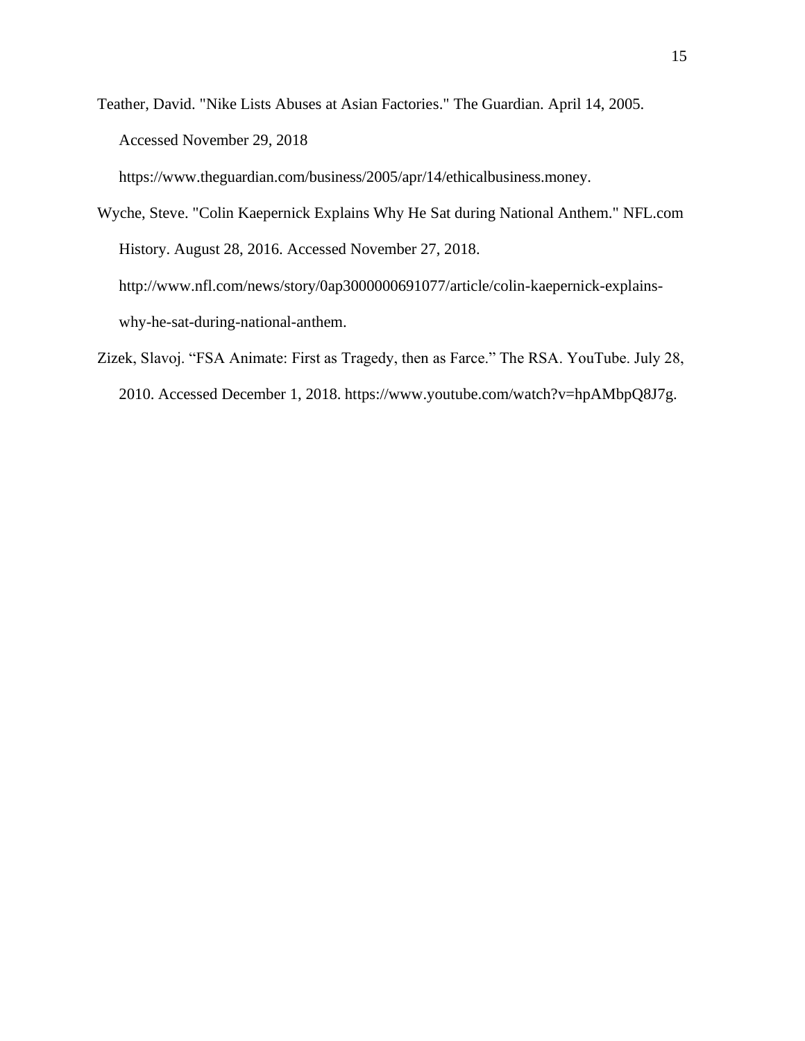Teather, David. "Nike Lists Abuses at Asian Factories." The Guardian. April 14, 2005. Accessed November 29, 2018 https://www.theguardian.com/business/2005/apr/14/ethicalbusiness.money.

Wyche, Steve. "Colin Kaepernick Explains Why He Sat during National Anthem." NFL.com History. August 28, 2016. Accessed November 27, 2018. http://www.nfl.com/news/story/0ap3000000691077/article/colin-kaepernick-explains-why-he-sat-during-national-anthem.

Zizek, Slavoj. “FSA Animate: First as Tragedy, then as Farce.” The RSA. YouTube. July 28, 2010. Accessed December 1, 2018. https://www.youtube.com/watch?v=hpAMbpQ8J7g.